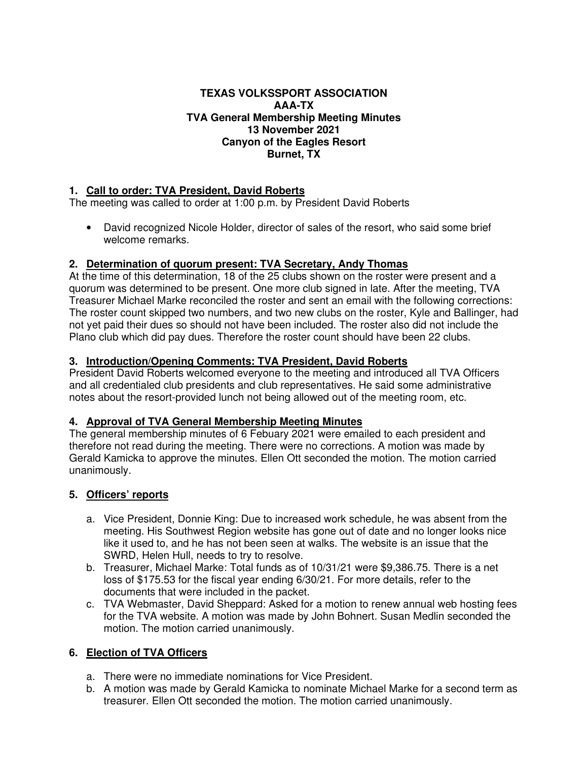**TEXAS VOLKSSPORT ASSOCIATION**
**AAA-TX**
**TVA General Membership Meeting Minutes**
**13 November 2021**
**Canyon of the Eagles Resort**
**Burnet, TX**

## 1. Call to order: TVA President, David Roberts

The meeting was called to order at 1:00 p.m. by President David Roberts

- David recognized Nicole Holder, director of sales of the resort, who said some brief welcome remarks.

## 2. Determination of quorum present: TVA Secretary, Andy Thomas

At the time of this determination, 18 of the 25 clubs shown on the roster were present and a quorum was determined to be present. One more club signed in late. After the meeting, TVA Treasurer Michael Marke reconciled the roster and sent an email with the following corrections: The roster count skipped two numbers, and two new clubs on the roster, Kyle and Ballinger, had not yet paid their dues so should not have been included. The roster also did not include the Plano club which did pay dues. Therefore the roster count should have been 22 clubs.

## 3. Introduction/Opening Comments: TVA President, David Roberts

President David Roberts welcomed everyone to the meeting and introduced all TVA Officers and all credentialed club presidents and club representatives. He said some administrative notes about the resort-provided lunch not being allowed out of the meeting room, etc.

## 4. Approval of TVA General Membership Meeting Minutes

The general membership minutes of 6 Febuary 2021 were emailed to each president and therefore not read during the meeting. There were no corrections. A motion was made by Gerald Kamicka to approve the minutes. Ellen Ott seconded the motion. The motion carried unanimously.

## 5. Officers' reports

a. Vice President, Donnie King: Due to increased work schedule, he was absent from the meeting. His Southwest Region website has gone out of date and no longer looks nice like it used to, and he has not been seen at walks. The website is an issue that the SWRD, Helen Hull, needs to try to resolve.

b. Treasurer, Michael Marke: Total funds as of 10/31/21 were $9,386.75. There is a net loss of $175.53 for the fiscal year ending 6/30/21. For more details, refer to the documents that were included in the packet.

c. TVA Webmaster, David Sheppard: Asked for a motion to renew annual web hosting fees for the TVA website. A motion was made by John Bohnert. Susan Medlin seconded the motion. The motion carried unanimously.

## 6. Election of TVA Officers

a. There were no immediate nominations for Vice President.

b. A motion was made by Gerald Kamicka to nominate Michael Marke for a second term as treasurer. Ellen Ott seconded the motion. The motion carried unanimously.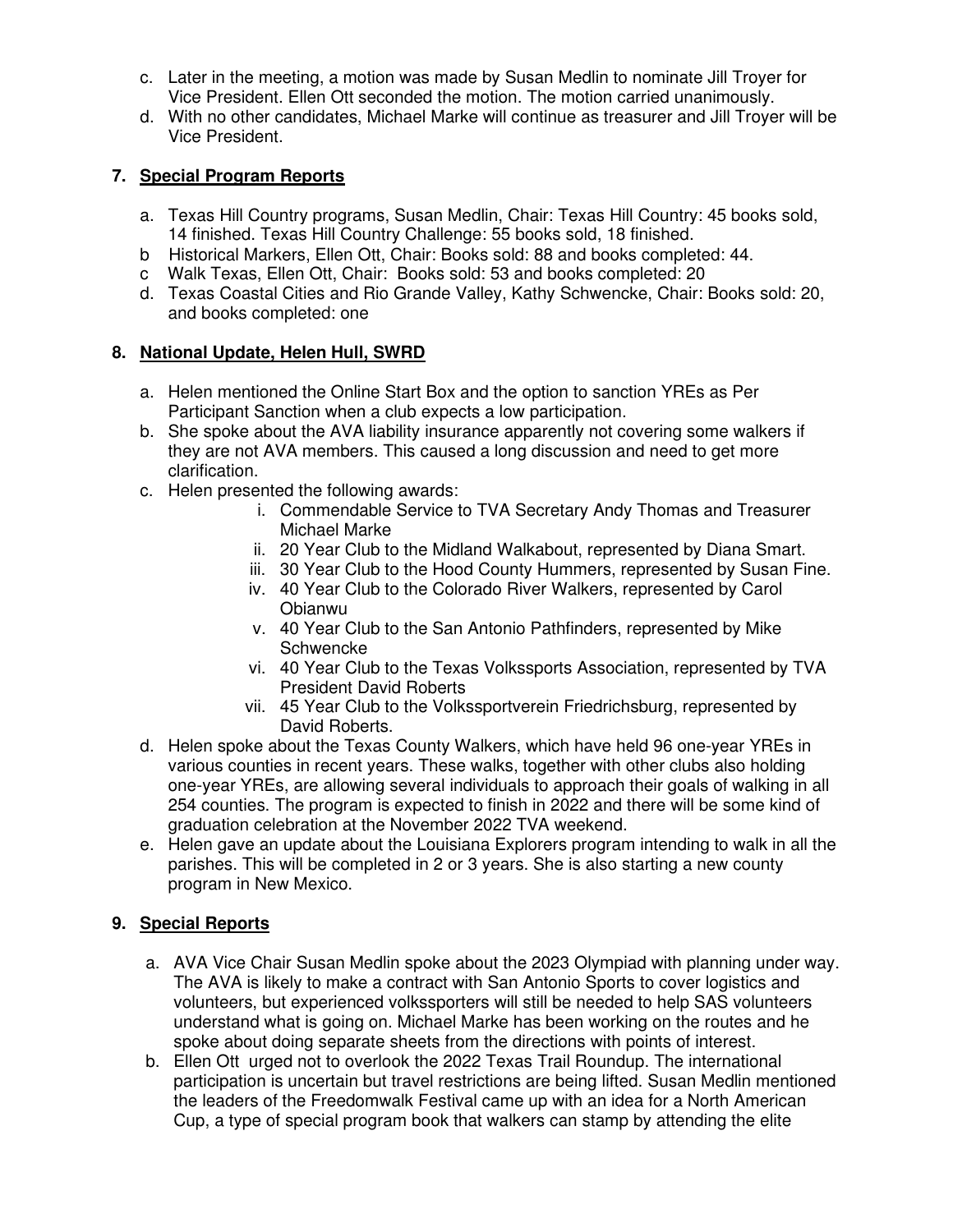c. Later in the meeting, a motion was made by Susan Medlin to nominate Jill Troyer for Vice President. Ellen Ott seconded the motion. The motion carried unanimously.
d. With no other candidates, Michael Marke will continue as treasurer and Jill Troyer will be Vice President.

**7. Special Program Reports**

a. Texas Hill Country programs, Susan Medlin, Chair: Texas Hill Country: 45 books sold, 14 finished. Texas Hill Country Challenge: 55 books sold, 18 finished.
b Historical Markers, Ellen Ott, Chair: Books sold: 88 and books completed: 44.
c Walk Texas, Ellen Ott, Chair: Books sold: 53 and books completed: 20
d. Texas Coastal Cities and Rio Grande Valley, Kathy Schwencke, Chair: Books sold: 20, and books completed: one

**8. National Update, Helen Hull, SWRD**

a. Helen mentioned the Online Start Box and the option to sanction YREs as Per Participant Sanction when a club expects a low participation.
b. She spoke about the AVA liability insurance apparently not covering some walkers if they are not AVA members. This caused a long discussion and need to get more clarification.
c. Helen presented the following awards:
   i. Commendable Service to TVA Secretary Andy Thomas and Treasurer Michael Marke
   ii. 20 Year Club to the Midland Walkabout, represented by Diana Smart.
   iii. 30 Year Club to the Hood County Hummers, represented by Susan Fine.
   iv. 40 Year Club to the Colorado River Walkers, represented by Carol Obianwu
   v. 40 Year Club to the San Antonio Pathfinders, represented by Mike Schwencke
   vi. 40 Year Club to the Texas Volkssports Association, represented by TVA President David Roberts
   vii. 45 Year Club to the Volkssportverein Friedrichsburg, represented by David Roberts.
d. Helen spoke about the Texas County Walkers, which have held 96 one-year YREs in various counties in recent years. These walks, together with other clubs also holding one-year YREs, are allowing several individuals to approach their goals of walking in all 254 counties. The program is expected to finish in 2022 and there will be some kind of graduation celebration at the November 2022 TVA weekend.
e. Helen gave an update about the Louisiana Explorers program intending to walk in all the parishes. This will be completed in 2 or 3 years. She is also starting a new county program in New Mexico.

**9. Special Reports**

a. AVA Vice Chair Susan Medlin spoke about the 2023 Olympiad with planning under way. The AVA is likely to make a contract with San Antonio Sports to cover logistics and volunteers, but experienced volkssporters will still be needed to help SAS volunteers understand what is going on. Michael Marke has been working on the routes and he spoke about doing separate sheets from the directions with points of interest.
b. Ellen Ott urged not to overlook the 2022 Texas Trail Roundup. The international participation is uncertain but travel restrictions are being lifted. Susan Medlin mentioned the leaders of the Freedomwalk Festival came up with an idea for a North American Cup, a type of special program book that walkers can stamp by attending the elite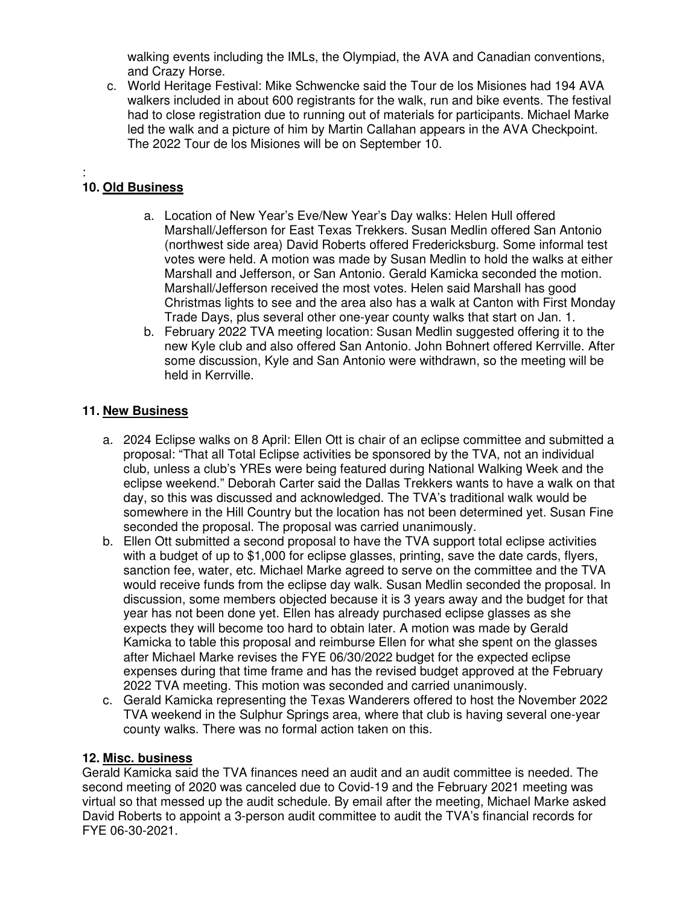walking events including the IMLs, the Olympiad, the AVA and Canadian conventions, and Crazy Horse.

c. World Heritage Festival: Mike Schwencke said the Tour de los Misiones had 194 AVA walkers included in about 600 registrants for the walk, run and bike events. The festival had to close registration due to running out of materials for participants. Michael Marke led the walk and a picture of him by Martin Callahan appears in the AVA Checkpoint. The 2022 Tour de los Misiones will be on September 10.

:

## 10. Old Business

a. Location of New Year's Eve/New Year's Day walks: Helen Hull offered Marshall/Jefferson for East Texas Trekkers. Susan Medlin offered San Antonio (northwest side area) David Roberts offered Fredericksburg. Some informal test votes were held. A motion was made by Susan Medlin to hold the walks at either Marshall and Jefferson, or San Antonio. Gerald Kamicka seconded the motion. Marshall/Jefferson received the most votes. Helen said Marshall has good Christmas lights to see and the area also has a walk at Canton with First Monday Trade Days, plus several other one-year county walks that start on Jan. 1.

b. February 2022 TVA meeting location: Susan Medlin suggested offering it to the new Kyle club and also offered San Antonio. John Bohnert offered Kerrville. After some discussion, Kyle and San Antonio were withdrawn, so the meeting will be held in Kerrville.

## 11. New Business

a. 2024 Eclipse walks on 8 April: Ellen Ott is chair of an eclipse committee and submitted a proposal: "That all Total Eclipse activities be sponsored by the TVA, not an individual club, unless a club's YREs were being featured during National Walking Week and the eclipse weekend." Deborah Carter said the Dallas Trekkers wants to have a walk on that day, so this was discussed and acknowledged. The TVA's traditional walk would be somewhere in the Hill Country but the location has not been determined yet. Susan Fine seconded the proposal. The proposal was carried unanimously.

b. Ellen Ott submitted a second proposal to have the TVA support total eclipse activities with a budget of up to $1,000 for eclipse glasses, printing, save the date cards, flyers, sanction fee, water, etc. Michael Marke agreed to serve on the committee and the TVA would receive funds from the eclipse day walk. Susan Medlin seconded the proposal. In discussion, some members objected because it is 3 years away and the budget for that year has not been done yet. Ellen has already purchased eclipse glasses as she expects they will become too hard to obtain later. A motion was made by Gerald Kamicka to table this proposal and reimburse Ellen for what she spent on the glasses after Michael Marke revises the FYE 06/30/2022 budget for the expected eclipse expenses during that time frame and has the revised budget approved at the February 2022 TVA meeting. This motion was seconded and carried unanimously.

c. Gerald Kamicka representing the Texas Wanderers offered to host the November 2022 TVA weekend in the Sulphur Springs area, where that club is having several one-year county walks. There was no formal action taken on this.

## 12. Misc. business

Gerald Kamicka said the TVA finances need an audit and an audit committee is needed. The second meeting of 2020 was canceled due to Covid-19 and the February 2021 meeting was virtual so that messed up the audit schedule. By email after the meeting, Michael Marke asked David Roberts to appoint a 3-person audit committee to audit the TVA's financial records for FYE 06-30-2021.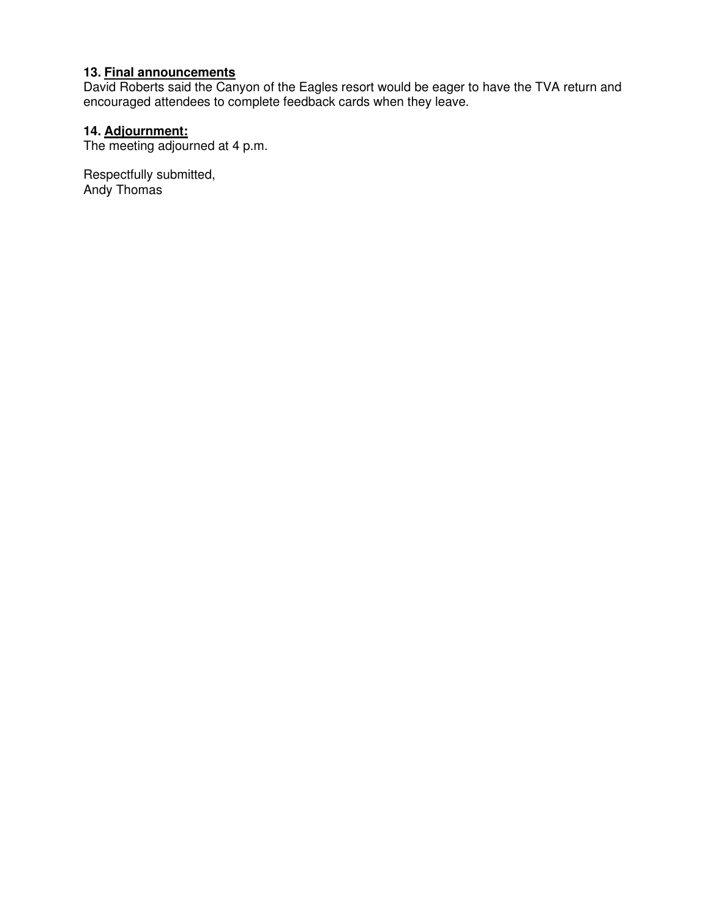**13. <u>Final announcements</u>**
David Roberts said the Canyon of the Eagles resort would be eager to have the TVA return and encouraged attendees to complete feedback cards when they leave.

**14. <u>Adjournment:</u>**
The meeting adjourned at 4 p.m.

Respectfully submitted,
Andy Thomas